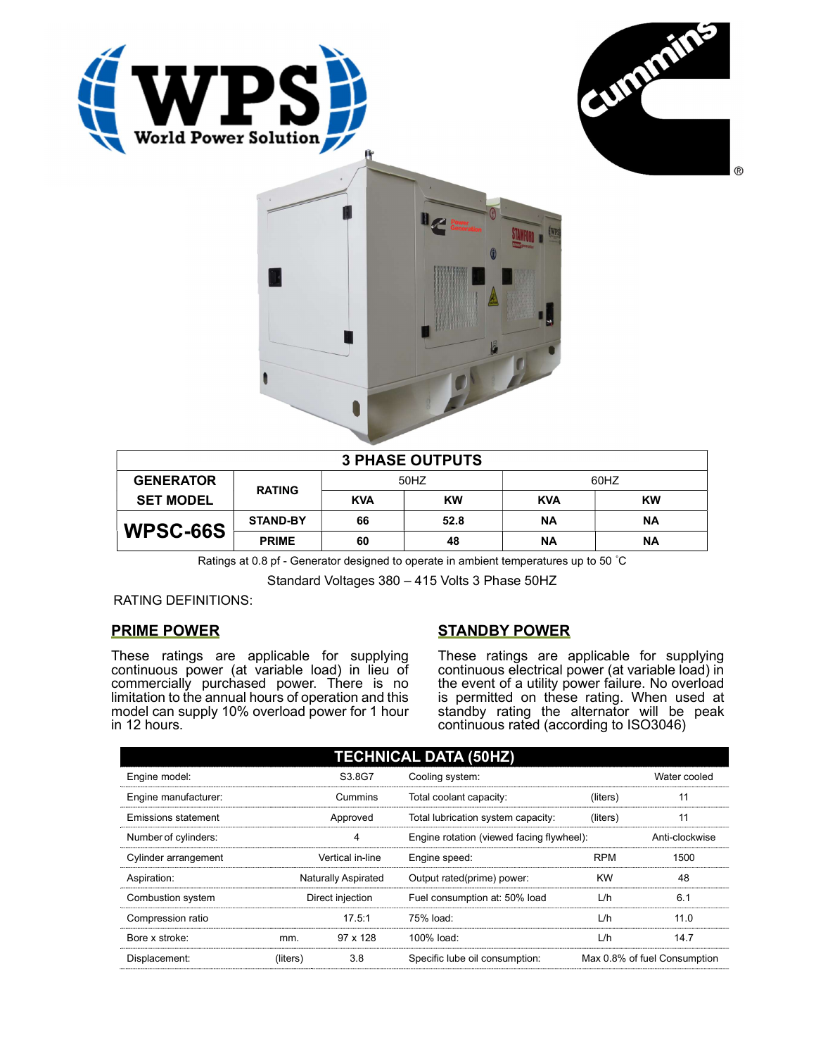| 3 PHASE OUTPUTS | | | | | |
|---|---|---|---|---|---|
| GENERATOR SET MODEL | RATING | 50HZ | | 60HZ | |
| | | KVA | KW | KVA | KW |
| WPSC-66S | STAND-BY | 66 | 52.8 | NA | NA |
| | PRIME | 60 | 48 | NA | NA |

Ratings at 0.8 pf - Generator designed to operate in ambient temperatures up to 50 ˚C

Standard Voltages 380 – 415 Volts 3 Phase 50HZ

RATING DEFINITIONS:

## PRIME POWER

These ratings are applicable for supplying continuous power (at variable load) in lieu of commercially purchased power. There is no limitation to the annual hours of operation and this model can supply 10% overload power for 1 hour in 12 hours.

## STANDBY POWER

These ratings are applicable for supplying continuous electrical power (at variable load) in the event of a utility power failure. No overload is permitted on these rating. When used at standby rating the alternator will be peak continuous rated (according to ISO3046)

| TECHNICAL DATA (50HZ) | | | | | |
|---|---|---|---|---|---|
| Engine model: | | S3.8G7 | Cooling system: | | Water cooled |
| Engine manufacturer: | | Cummins | Total coolant capacity: | (liters) | 11 |
| Emissions statement | | Approved | Total lubrication system capacity: | (liters) | 11 |
| Number of cylinders: | | 4 | Engine rotation (viewed facing flywheel): | | Anti-clockwise |
| Cylinder arrangement | | Vertical in-line | Engine speed: | RPM | 1500 |
| Aspiration: | | Naturally Aspirated | Output rated(prime) power: | KW | 48 |
| Combustion system | | Direct injection | Fuel consumption at: 50% load | L/h | 6.1 |
| Compression ratio | | 17.5:1 | 75% load: | L/h | 11.0 |
| Bore x stroke: | mm. | 97 x 128 | 100% load: | L/h | 14.7 |
| Displacement: | (liters) | 3.8 | Specific lube oil consumption: | | Max 0.8% of fuel Consumption |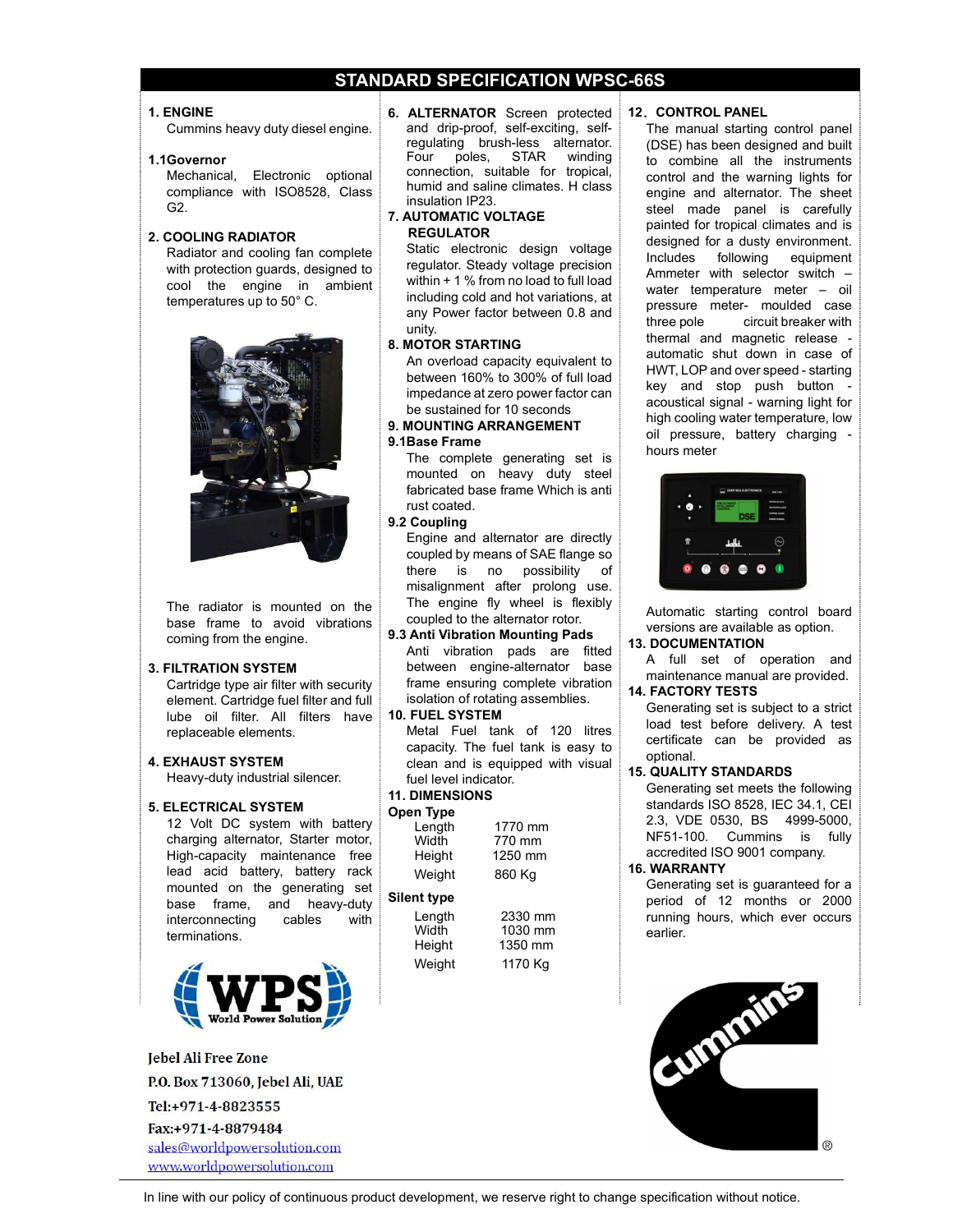# STANDARD SPECIFICATION WPSC-66S

## 1. ENGINE

Cummins heavy duty diesel engine.

### 1.1Governor

Mechanical, Electronic optional compliance with ISO8528, Class G2.

## 2. COOLING RADIATOR

Radiator and cooling fan complete with protection guards, designed to cool the engine in ambient temperatures up to 50° C.

The radiator is mounted on the base frame to avoid vibrations coming from the engine.

## 3. FILTRATION SYSTEM

Cartridge type air filter with security element. Cartridge fuel filter and full lube oil filter. All filters have replaceable elements.

## 4. EXHAUST SYSTEM

Heavy-duty industrial silencer.

## 5. ELECTRICAL SYSTEM

12 Volt DC system with battery charging alternator, Starter motor, High-capacity maintenance free lead acid battery, battery rack mounted on the generating set base frame, and heavy-duty interconnecting cables with terminations.

Jebel Ali Free Zone
P.O. Box 713060, Jebel Ali, UAE
Tel:+971-4-8823555
Fax:+971-4-8879484
sales@worldpowersolution.com
www.worldpowersolution.com

## 6. ALTERNATOR

Screen protected and drip-proof, self-exciting, self-regulating brush-less alternator. Four poles, STAR winding connection, suitable for tropical, humid and saline climates. H class insulation IP23.

## 7. AUTOMATIC VOLTAGE REGULATOR

Static electronic design voltage regulator. Steady voltage precision within + 1 % from no load to full load including cold and hot variations, at any Power factor between 0.8 and unity.

## 8. MOTOR STARTING

An overload capacity equivalent to between 160% to 300% of full load impedance at zero power factor can be sustained for 10 seconds

## 9. MOUNTING ARRANGEMENT

### 9.1Base Frame

The complete generating set is mounted on heavy duty steel fabricated base frame Which is anti rust coated.

### 9.2 Coupling

Engine and alternator are directly coupled by means of SAE flange so there is no possibility of misalignment after prolong use. The engine fly wheel is flexibly coupled to the alternator rotor.

### 9.3 Anti Vibration Mounting Pads

Anti vibration pads are fitted between engine-alternator base frame ensuring complete vibration isolation of rotating assemblies.

## 10. FUEL SYSTEM

Metal Fuel tank of 120 litres capacity. The fuel tank is easy to clean and is equipped with visual fuel level indicator.

## 11. DIMENSIONS

**Open Type**

| | |
|---|---|
| Length | 1770 mm |
| Width | 770 mm |
| Height | 1250 mm |
| Weight | 860 Kg |

**Silent type**

| | |
|---|---|
| Length | 2330 mm |
| Width | 1030 mm |
| Height | 1350 mm |
| Weight | 1170 Kg |

## 12. CONTROL PANEL

The manual starting control panel (DSE) has been designed and built to combine all the instruments control and the warning lights for engine and alternator. The sheet steel made panel is carefully painted for tropical climates and is designed for a dusty environment. Includes following equipment Ammeter with selector switch – water temperature meter – oil pressure meter- moulded case three pole circuit breaker with thermal and magnetic release - automatic shut down in case of HWT, LOP and over speed - starting key and stop push button - acoustical signal - warning light for high cooling water temperature, low oil pressure, battery charging - hours meter

Automatic starting control board versions are available as option.

## 13. DOCUMENTATION

A full set of operation and maintenance manual are provided.

## 14. FACTORY TESTS

Generating set is subject to a strict load test before delivery. A test certificate can be provided as optional.

## 15. QUALITY STANDARDS

Generating set meets the following standards ISO 8528, IEC 34.1, CEI 2.3, VDE 0530, BS 4999-5000, NF51-100. Cummins is fully accredited ISO 9001 company.

## 16. WARRANTY

Generating set is guaranteed for a period of 12 months or 2000 running hours, which ever occurs earlier.

In line with our policy of continuous product development, we reserve right to change specification without notice.